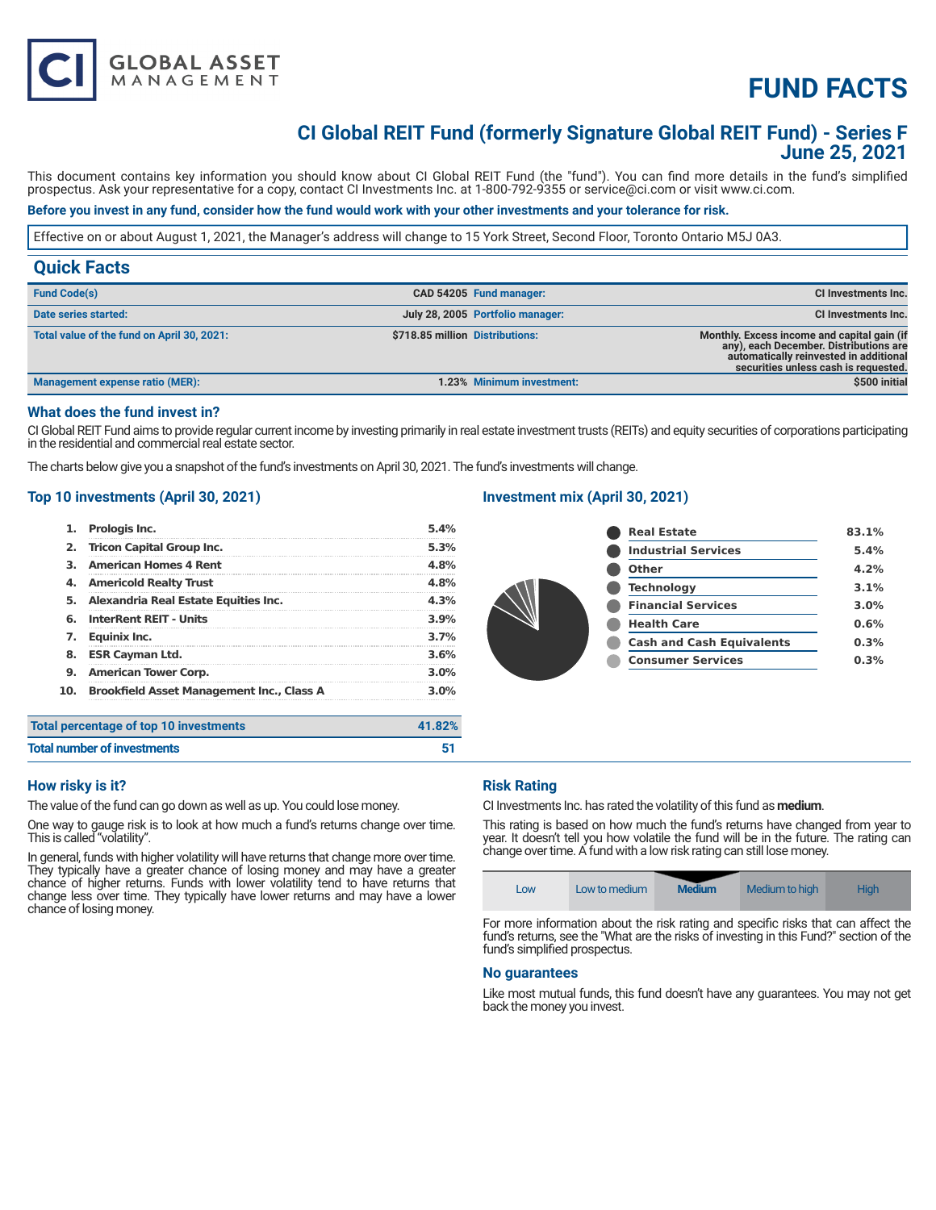# FUND FACTS

## CI Global REIT Fund (formerly Signature Global REIT Fund) - Series F
## June 25, 2021

This document contains key information you should know about CI Global REIT Fund (the "fund"). You can find more details in the fund's simplified prospectus. Ask your representative for a copy, contact CI Investments Inc. at 1-800-792-9355 or service@ci.com or visit www.ci.com.

**Before you invest in any fund, consider how the fund would work with your other investments and your tolerance for risk.**

Effective on or about August 1, 2021, the Manager's address will change to 15 York Street, Second Floor, Toronto Ontario M5J 0A3.

## Quick Facts

| | | | |
|---|---|---|---|
| **Fund Code(s)** | **CAD 54205** | **Fund manager:** | **CI Investments Inc.** |
| **Date series started:** | **July 28, 2005** | **Portfolio manager:** | **CI Investments Inc.** |
| **Total value of the fund on April 30, 2021:** | **$718.85 million** | **Distributions:** | **Monthly. Excess income and capital gain (if any), each December. Distributions are automatically reinvested in additional securities unless cash is requested.** |
| **Management expense ratio (MER):** | **1.23%** | **Minimum investment:** | **$500 initial** |

### What does the fund invest in?

CI Global REIT Fund aims to provide regular current income by investing primarily in real estate investment trusts (REITs) and equity securities of corporations participating in the residential and commercial real estate sector.

The charts below give you a snapshot of the fund's investments on April 30, 2021. The fund's investments will change.

### Top 10 investments (April 30, 2021)

| | | |
|---|---|---|
| 1. | Prologis Inc. | 5.4% |
| 2. | Tricon Capital Group Inc. | 5.3% |
| 3. | American Homes 4 Rent | 4.8% |
| 4. | Americold Realty Trust | 4.8% |
| 5. | Alexandria Real Estate Equities Inc. | 4.3% |
| 6. | InterRent REIT - Units | 3.9% |
| 7. | Equinix Inc. | 3.7% |
| 8. | ESR Cayman Ltd. | 3.6% |
| 9. | American Tower Corp. | 3.0% |
| 10. | Brookfield Asset Management Inc., Class A | 3.0% |

| | |
|---|---|
| **Total percentage of top 10 investments** | **41.82%** |
| **Total number of investments** | **51** |

### Investment mix (April 30, 2021)

| | |
|---|---|
| Real Estate | 83.1% |
| Industrial Services | 5.4% |
| Other | 4.2% |
| Technology | 3.1% |
| Financial Services | 3.0% |
| Health Care | 0.6% |
| Cash and Cash Equivalents | 0.3% |
| Consumer Services | 0.3% |

### How risky is it?

The value of the fund can go down as well as up. You could lose money.

One way to gauge risk is to look at how much a fund's returns change over time. This is called "volatility".

In general, funds with higher volatility will have returns that change more over time. They typically have a greater chance of losing money and may have a greater chance of higher returns. Funds with lower volatility tend to have returns that change less over time. They typically have lower returns and may have a lower chance of losing money.

### Risk Rating

CI Investments Inc. has rated the volatility of this fund as **medium**.

This rating is based on how much the fund's returns have changed from year to year. It doesn't tell you how volatile the fund will be in the future. The rating can change over time. A fund with a low risk rating can still lose money.

| Low | Low to medium | **Medium** | Medium to high | High |
|---|---|---|---|---|

For more information about the risk rating and specific risks that can affect the fund's returns, see the "What are the risks of investing in this Fund?" section of the fund's simplified prospectus.

### No guarantees

Like most mutual funds, this fund doesn't have any guarantees. You may not get back the money you invest.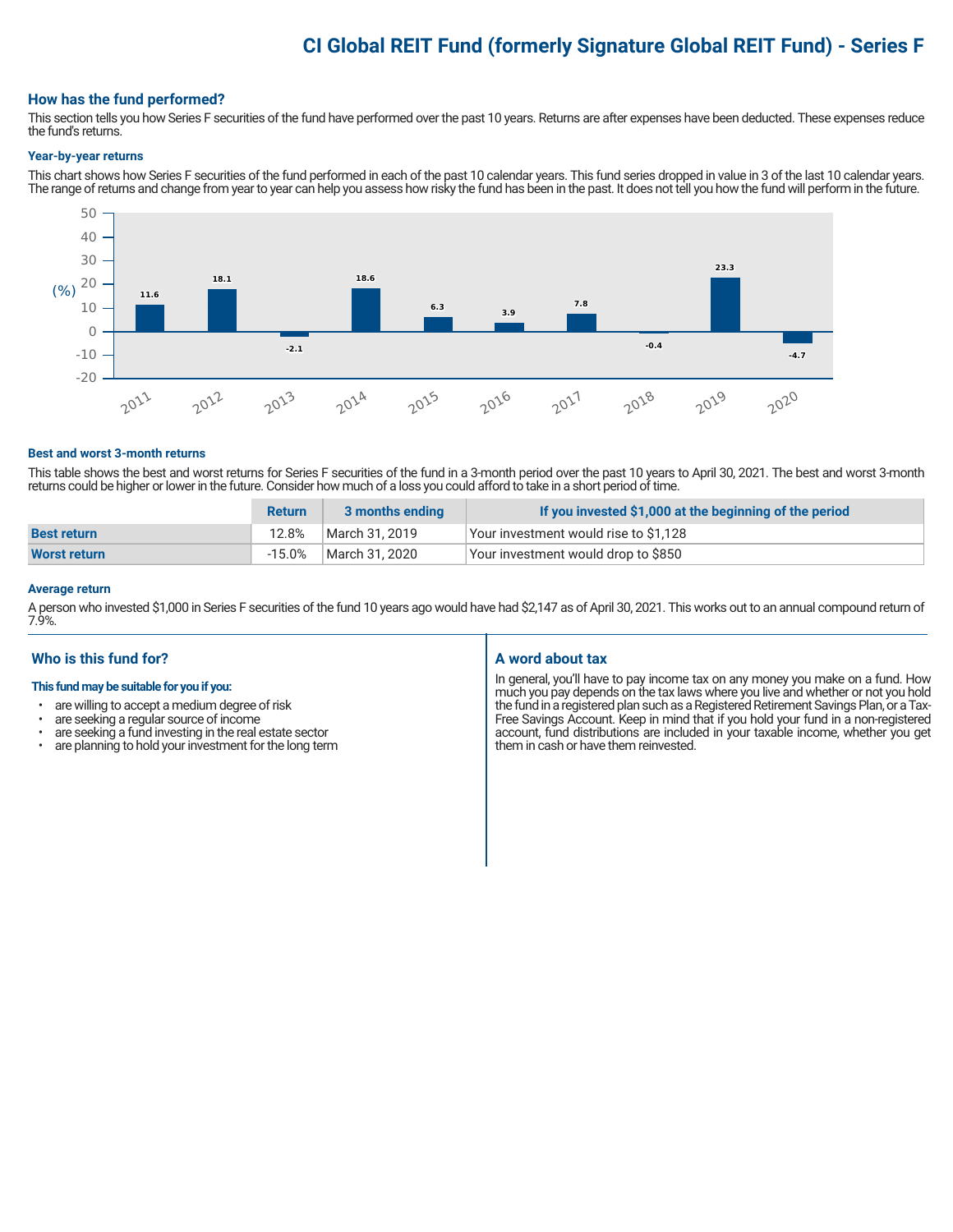# CI Global REIT Fund (formerly Signature Global REIT Fund) - Series F

## How has the fund performed?

This section tells you how Series F securities of the fund have performed over the past 10 years. Returns are after expenses have been deducted. These expenses reduce the fund's returns.

### Year-by-year returns

This chart shows how Series F securities of the fund performed in each of the past 10 calendar years. This fund series dropped in value in 3 of the last 10 calendar years. The range of returns and change from year to year can help you assess how risky the fund has been in the past. It does not tell you how the fund will perform in the future.

| Year | 2011 | 2012 | 2013 | 2014 | 2015 | 2016 | 2017 | 2018 | 2019 | 2020 |
|---|---|---|---|---|---|---|---|---|---|---|
| Return (%) | 11.6 | 18.1 | -2.1 | 18.6 | 6.3 | 3.9 | 7.8 | -0.4 | 23.3 | -4.7 |

### Best and worst 3-month returns

This table shows the best and worst returns for Series F securities of the fund in a 3-month period over the past 10 years to April 30, 2021. The best and worst 3-month returns could be higher or lower in the future. Consider how much of a loss you could afford to take in a short period of time.

| | Return | 3 months ending | If you invested $1,000 at the beginning of the period |
|---|---|---|---|
| **Best return** | 12.8% | March 31, 2019 | Your investment would rise to $1,128 |
| **Worst return** | -15.0% | March 31, 2020 | Your investment would drop to $850 |

### Average return

A person who invested $1,000 in Series F securities of the fund 10 years ago would have had $2,147 as of April 30, 2021. This works out to an annual compound return of 7.9%.

## Who is this fund for?

**This fund may be suitable for you if you:**

- are willing to accept a medium degree of risk
- are seeking a regular source of income
- are seeking a fund investing in the real estate sector
- are planning to hold your investment for the long term

## A word about tax

In general, you'll have to pay income tax on any money you make on a fund. How much you pay depends on the tax laws where you live and whether or not you hold the fund in a registered plan such as a Registered Retirement Savings Plan, or a Tax-Free Savings Account. Keep in mind that if you hold your fund in a non-registered account, fund distributions are included in your taxable income, whether you get them in cash or have them reinvested.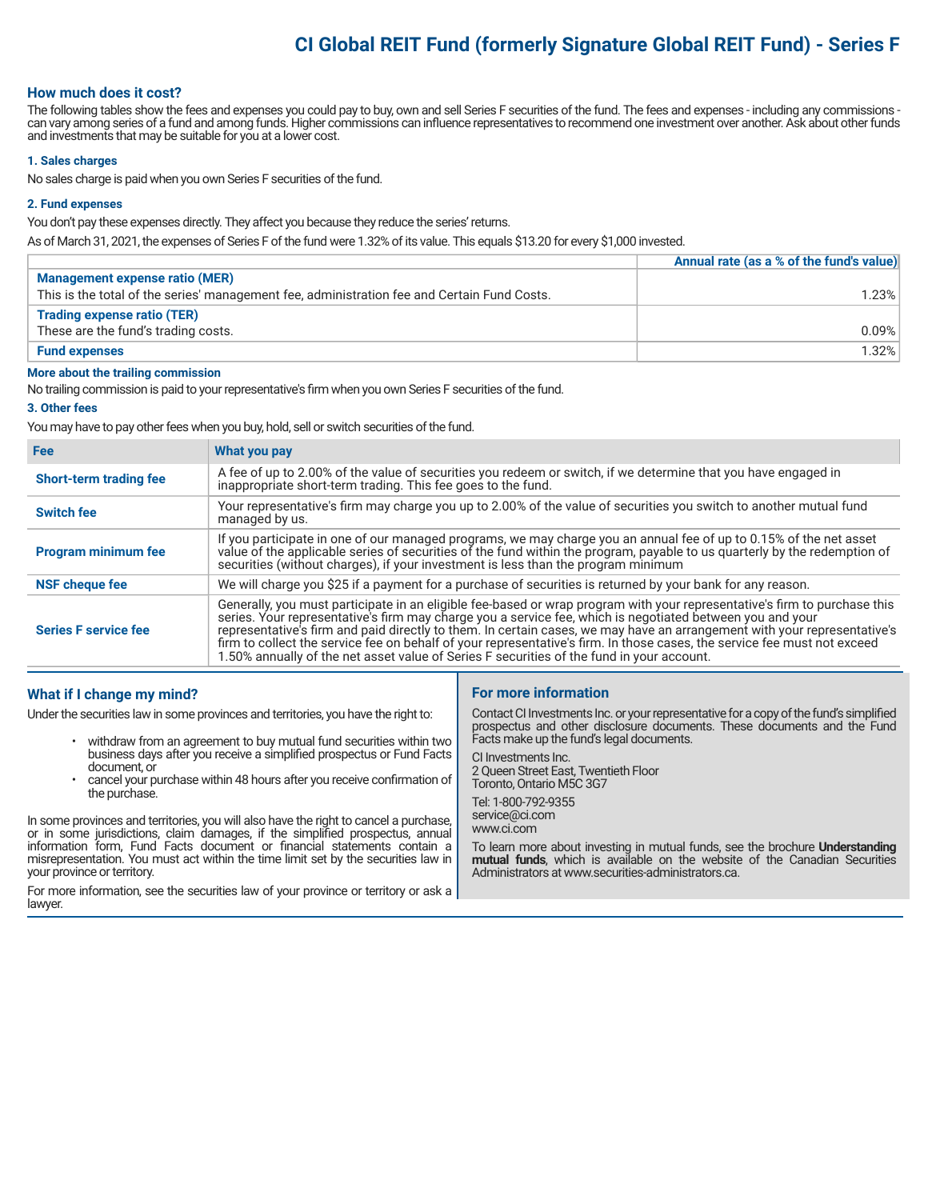# CI Global REIT Fund (formerly Signature Global REIT Fund) - Series F

## How much does it cost?

The following tables show the fees and expenses you could pay to buy, own and sell Series F securities of the fund. The fees and expenses - including any commissions - can vary among series of a fund and among funds. Higher commissions can influence representatives to recommend one investment over another. Ask about other funds and investments that may be suitable for you at a lower cost.

### 1. Sales charges

No sales charge is paid when you own Series F securities of the fund.

### 2. Fund expenses

You don't pay these expenses directly. They affect you because they reduce the series' returns.

As of March 31, 2021, the expenses of Series F of the fund were 1.32% of its value. This equals $13.20 for every $1,000 invested.

| | Annual rate (as a % of the fund's value) |
|---|---|
| **Management expense ratio (MER)**<br>This is the total of the series' management fee, administration fee and Certain Fund Costs. | 1.23% |
| **Trading expense ratio (TER)**<br>These are the fund's trading costs. | 0.09% |
| **Fund expenses** | 1.32% |

**More about the trailing commission**

No trailing commission is paid to your representative's firm when you own Series F securities of the fund.

### 3. Other fees

You may have to pay other fees when you buy, hold, sell or switch securities of the fund.

| Fee | What you pay |
|---|---|
| **Short-term trading fee** | A fee of up to 2.00% of the value of securities you redeem or switch, if we determine that you have engaged in inappropriate short-term trading. This fee goes to the fund. |
| **Switch fee** | Your representative's firm may charge you up to 2.00% of the value of securities you switch to another mutual fund managed by us. |
| **Program minimum fee** | If you participate in one of our managed programs, we may charge you an annual fee of up to 0.15% of the net asset value of the applicable series of securities of the fund within the program, payable to us quarterly by the redemption of securities (without charges), if your investment is less than the program minimum |
| **NSF cheque fee** | We will charge you $25 if a payment for a purchase of securities is returned by your bank for any reason. |
| **Series F service fee** | Generally, you must participate in an eligible fee-based or wrap program with your representative's firm to purchase this series. Your representative's firm may charge you a service fee, which is negotiated between you and your representative's firm and paid directly to them. In certain cases, we may have an arrangement with your representative's firm to collect the service fee on behalf of your representative's firm. In those cases, the service fee must not exceed 1.50% annually of the net asset value of Series F securities of the fund in your account. |

## What if I change my mind?

Under the securities law in some provinces and territories, you have the right to:

- withdraw from an agreement to buy mutual fund securities within two business days after you receive a simplified prospectus or Fund Facts document, or
- cancel your purchase within 48 hours after you receive confirmation of the purchase.

In some provinces and territories, you will also have the right to cancel a purchase, or in some jurisdictions, claim damages, if the simplified prospectus, annual information form, Fund Facts document or financial statements contain a misrepresentation. You must act within the time limit set by the securities law in your province or territory.

For more information, see the securities law of your province or territory or ask a lawyer.

## For more information

Contact CI Investments Inc. or your representative for a copy of the fund's simplified prospectus and other disclosure documents. These documents and the Fund Facts make up the fund's legal documents.

CI Investments Inc.
2 Queen Street East, Twentieth Floor
Toronto, Ontario M5C 3G7

Tel: 1-800-792-9355
service@ci.com
www.ci.com

To learn more about investing in mutual funds, see the brochure **Understanding mutual funds**, which is available on the website of the Canadian Securities Administrators at www.securities-administrators.ca.